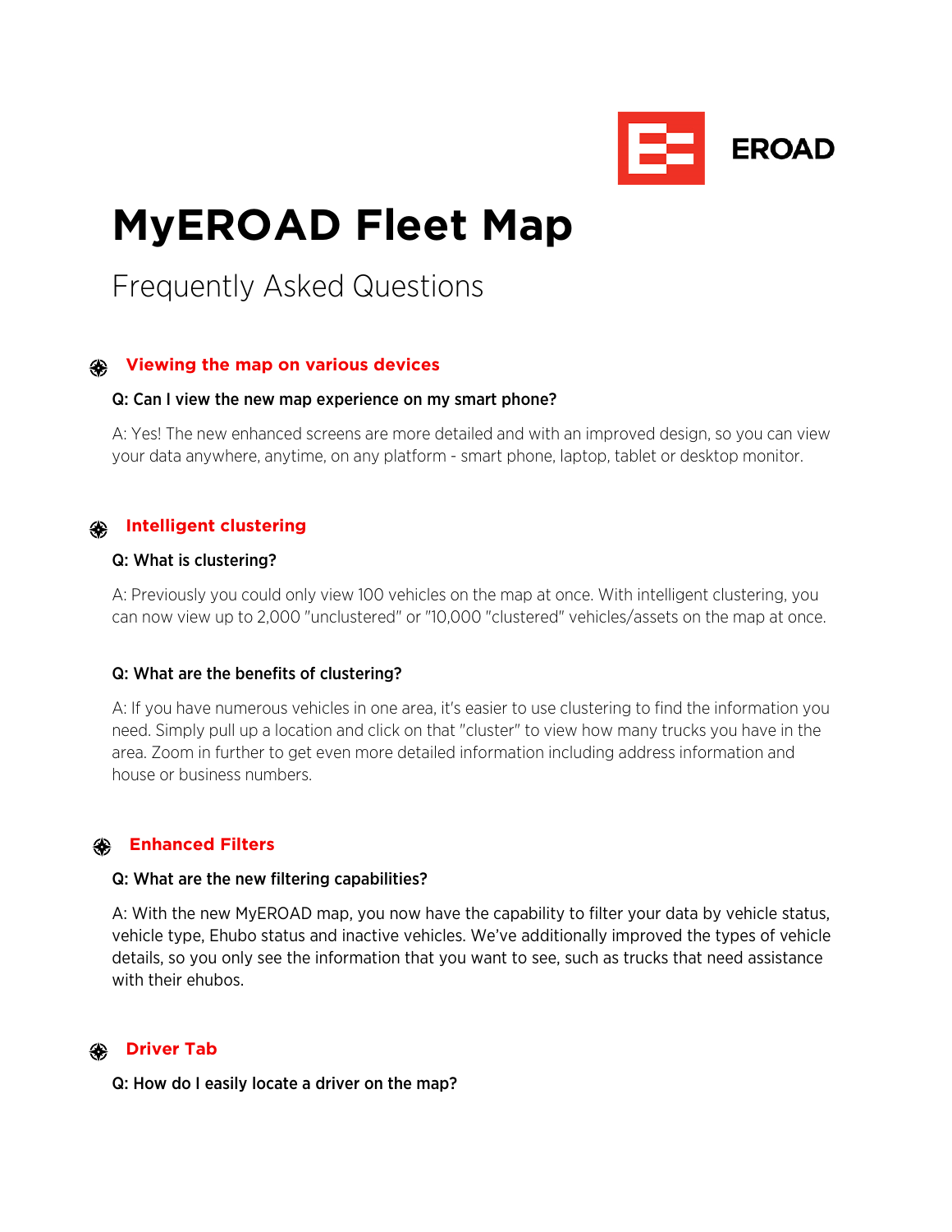EROAD

# MyEROAD Fleet Map

## Frequently Asked Questions

### Viewing the map on various devices

**Q: Can I view the new map experience on my smart phone?**

A: Yes! The new enhanced screens are more detailed and with an improved design, so you can view your data anywhere, anytime, on any platform - smart phone, laptop, tablet or desktop monitor.

### Intelligent clustering

**Q: What is clustering?**

A: Previously you could only view 100 vehicles on the map at once. With intelligent clustering, you can now view up to 2,000 "unclustered" or "10,000 "clustered" vehicles/assets on the map at once.

**Q: What are the benefits of clustering?**

A: If you have numerous vehicles in one area, it's easier to use clustering to find the information you need. Simply pull up a location and click on that "cluster" to view how many trucks you have in the area. Zoom in further to get even more detailed information including address information and house or business numbers.

### Enhanced Filters

**Q: What are the new filtering capabilities?**

A: With the new MyEROAD map, you now have the capability to filter your data by vehicle status, vehicle type, Ehubo status and inactive vehicles. We've additionally improved the types of vehicle details, so you only see the information that you want to see, such as trucks that need assistance with their ehubos.

### Driver Tab

**Q: How do I easily locate a driver on the map?**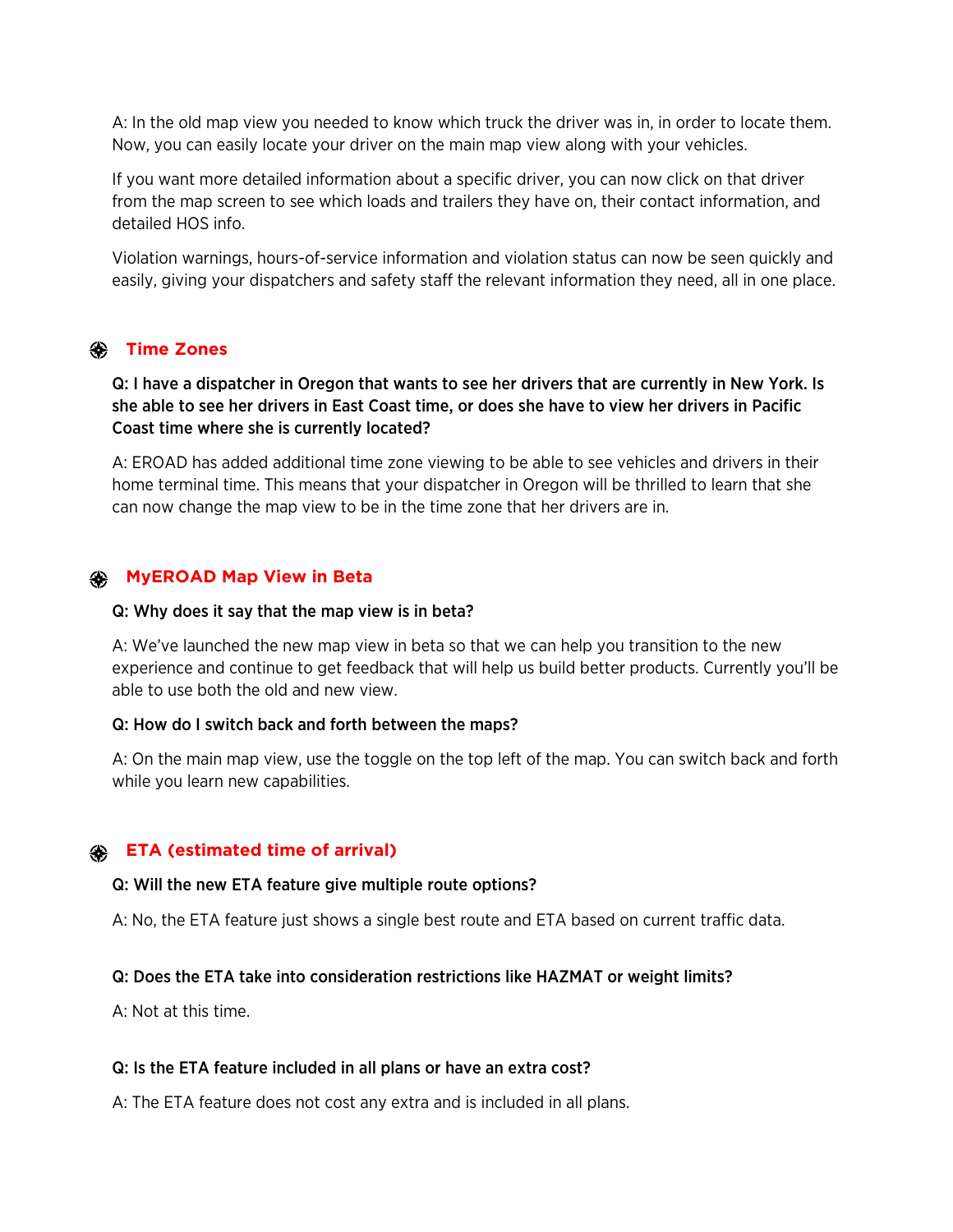A: In the old map view you needed to know which truck the driver was in, in order to locate them. Now, you can easily locate your driver on the main map view along with your vehicles.

If you want more detailed information about a specific driver, you can now click on that driver from the map screen to see which loads and trailers they have on, their contact information, and detailed HOS info.

Violation warnings, hours-of-service information and violation status can now be seen quickly and easily, giving your dispatchers and safety staff the relevant information they need, all in one place.

## Time Zones

**Q: I have a dispatcher in Oregon that wants to see her drivers that are currently in New York. Is she able to see her drivers in East Coast time, or does she have to view her drivers in Pacific Coast time where she is currently located?**

A: EROAD has added additional time zone viewing to be able to see vehicles and drivers in their home terminal time. This means that your dispatcher in Oregon will be thrilled to learn that she can now change the map view to be in the time zone that her drivers are in.

## MyEROAD Map View in Beta

**Q: Why does it say that the map view is in beta?**

A: We've launched the new map view in beta so that we can help you transition to the new experience and continue to get feedback that will help us build better products. Currently you'll be able to use both the old and new view.

**Q: How do I switch back and forth between the maps?**

A: On the main map view, use the toggle on the top left of the map. You can switch back and forth while you learn new capabilities.

## ETA (estimated time of arrival)

**Q: Will the new ETA feature give multiple route options?**

A: No, the ETA feature just shows a single best route and ETA based on current traffic data.

**Q: Does the ETA take into consideration restrictions like HAZMAT or weight limits?**

A: Not at this time.

**Q: Is the ETA feature included in all plans or have an extra cost?**

A: The ETA feature does not cost any extra and is included in all plans.